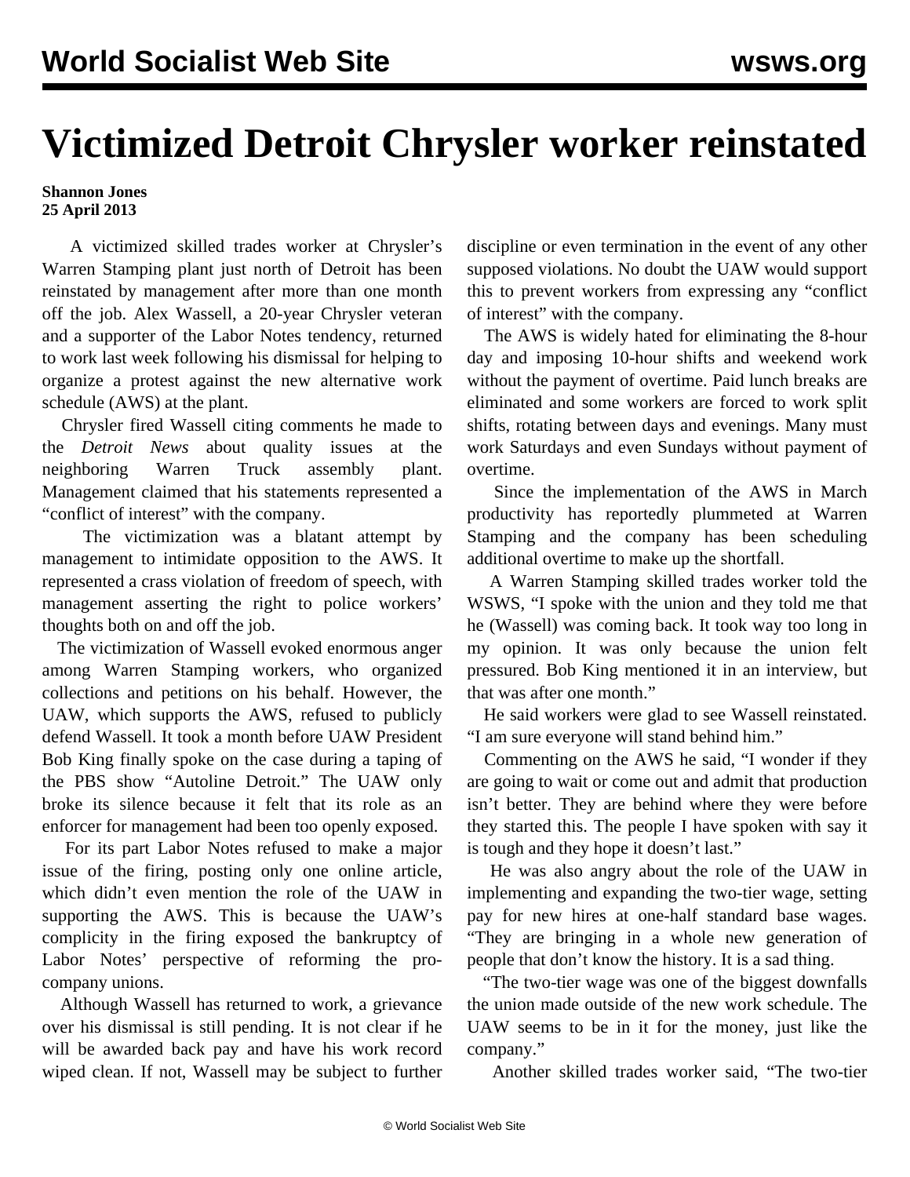# Victimized Detroit Chrysler worker reinstated

**Shannon Jones**
**25 April 2013**

A victimized skilled trades worker at Chrysler's Warren Stamping plant just north of Detroit has been reinstated by management after more than one month off the job. Alex Wassell, a 20-year Chrysler veteran and a supporter of the Labor Notes tendency, returned to work last week following his dismissal for helping to organize a protest against the new alternative work schedule (AWS) at the plant.

Chrysler fired Wassell citing comments he made to the *Detroit News* about quality issues at the neighboring Warren Truck assembly plant. Management claimed that his statements represented a "conflict of interest" with the company.

The victimization was a blatant attempt by management to intimidate opposition to the AWS. It represented a crass violation of freedom of speech, with management asserting the right to police workers' thoughts both on and off the job.

The victimization of Wassell evoked enormous anger among Warren Stamping workers, who organized collections and petitions on his behalf. However, the UAW, which supports the AWS, refused to publicly defend Wassell. It took a month before UAW President Bob King finally spoke on the case during a taping of the PBS show "Autoline Detroit." The UAW only broke its silence because it felt that its role as an enforcer for management had been too openly exposed.

For its part Labor Notes refused to make a major issue of the firing, posting only one online article, which didn't even mention the role of the UAW in supporting the AWS. This is because the UAW's complicity in the firing exposed the bankruptcy of Labor Notes' perspective of reforming the pro-company unions.

Although Wassell has returned to work, a grievance over his dismissal is still pending. It is not clear if he will be awarded back pay and have his work record wiped clean. If not, Wassell may be subject to further discipline or even termination in the event of any other supposed violations. No doubt the UAW would support this to prevent workers from expressing any "conflict of interest" with the company.

The AWS is widely hated for eliminating the 8-hour day and imposing 10-hour shifts and weekend work without the payment of overtime. Paid lunch breaks are eliminated and some workers are forced to work split shifts, rotating between days and evenings. Many must work Saturdays and even Sundays without payment of overtime.

Since the implementation of the AWS in March productivity has reportedly plummeted at Warren Stamping and the company has been scheduling additional overtime to make up the shortfall.

A Warren Stamping skilled trades worker told the WSWS, "I spoke with the union and they told me that he (Wassell) was coming back. It took way too long in my opinion. It was only because the union felt pressured. Bob King mentioned it in an interview, but that was after one month."

He said workers were glad to see Wassell reinstated. "I am sure everyone will stand behind him."

Commenting on the AWS he said, "I wonder if they are going to wait or come out and admit that production isn't better. They are behind where they were before they started this. The people I have spoken with say it is tough and they hope it doesn't last."

He was also angry about the role of the UAW in implementing and expanding the two-tier wage, setting pay for new hires at one-half standard base wages. "They are bringing in a whole new generation of people that don't know the history. It is a sad thing.

"The two-tier wage was one of the biggest downfalls the union made outside of the new work schedule. The UAW seems to be in it for the money, just like the company."

Another skilled trades worker said, "The two-tier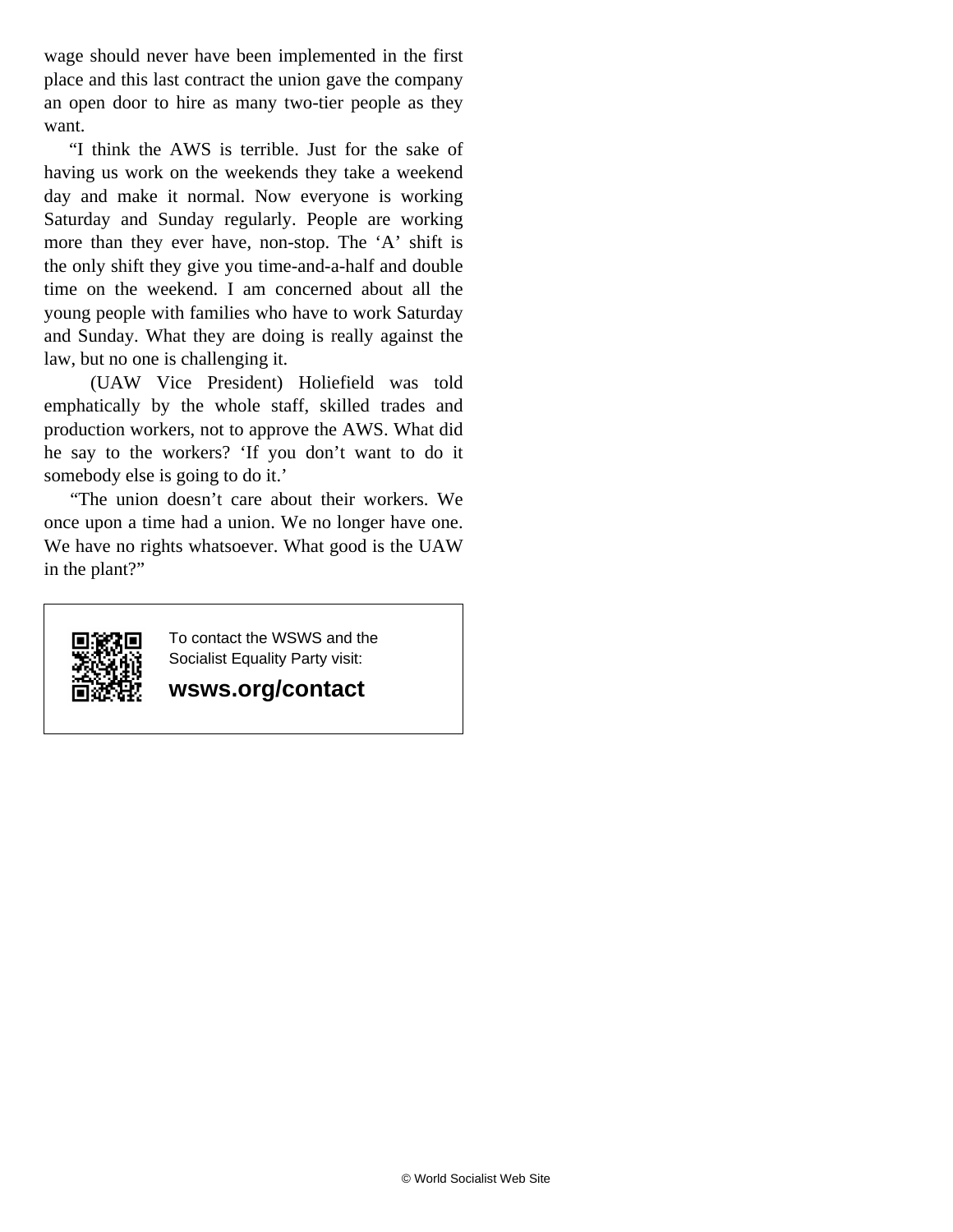wage should never have been implemented in the first place and this last contract the union gave the company an open door to hire as many two-tier people as they want.

"I think the AWS is terrible. Just for the sake of having us work on the weekends they take a weekend day and make it normal. Now everyone is working Saturday and Sunday regularly. People are working more than they ever have, non-stop. The 'A' shift is the only shift they give you time-and-a-half and double time on the weekend. I am concerned about all the young people with families who have to work Saturday and Sunday. What they are doing is really against the law, but no one is challenging it.

(UAW Vice President) Holiefield was told emphatically by the whole staff, skilled trades and production workers, not to approve the AWS. What did he say to the workers? 'If you don't want to do it somebody else is going to do it.'

"The union doesn't care about their workers. We once upon a time had a union. We no longer have one. We have no rights whatsoever. What good is the UAW in the plant?"

To contact the WSWS and the Socialist Equality Party visit:

**wsws.org/contact**